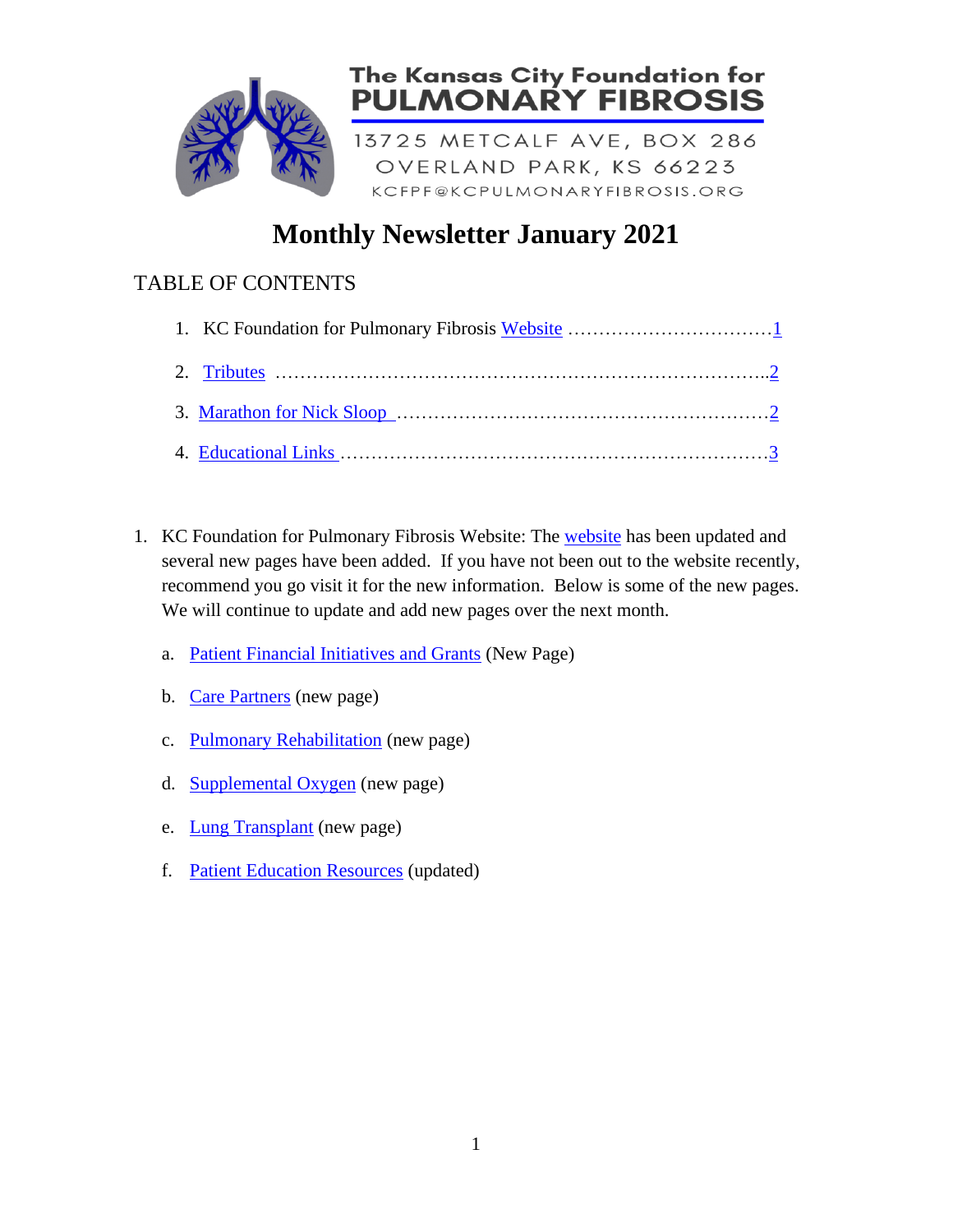The Kansas City Foundation for
PULMONARY FIBROSIS

13725 METCALF AVE, BOX 286
OVERLAND PARK, KS 66223
KCFPF@KCPULMONARYFIBROSIS.ORG

# Monthly Newsletter January 2021

## TABLE OF CONTENTS

1. KC Foundation for Pulmonary Fibrosis Website ………………………………1
2. Tributes ……………………………………………………………………..2
3. Marathon for Nick Sloop …………………………………………………….2
4. Educational Links ……………………………………………………………3

1. KC Foundation for Pulmonary Fibrosis Website: The website has been updated and several new pages have been added. If you have not been out to the website recently, recommend you go visit it for the new information. Below is some of the new pages. We will continue to update and add new pages over the next month.

   a. Patient Financial Initiatives and Grants (New Page)

   b. Care Partners (new page)

   c. Pulmonary Rehabilitation (new page)

   d. Supplemental Oxygen (new page)

   e. Lung Transplant (new page)

   f. Patient Education Resources (updated)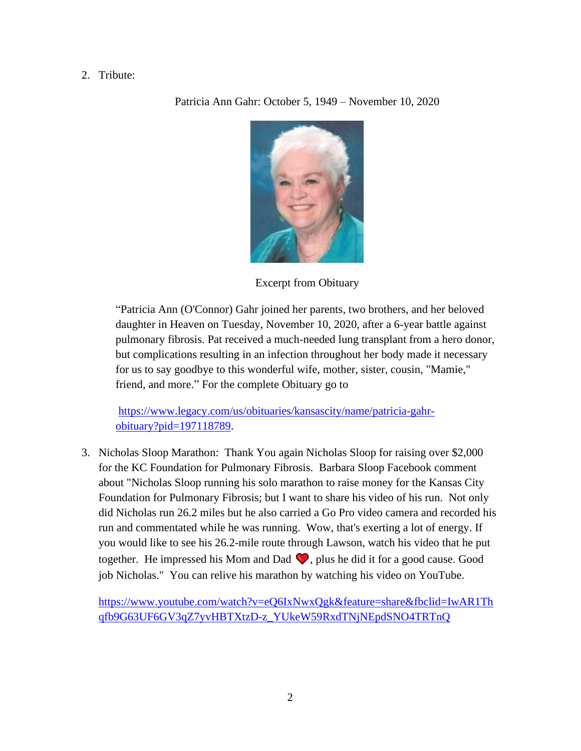2. Tribute:

Patricia Ann Gahr: October 5, 1949 – November 10, 2020

Excerpt from Obituary

"Patricia Ann (O'Connor) Gahr joined her parents, two brothers, and her beloved daughter in Heaven on Tuesday, November 10, 2020, after a 6-year battle against pulmonary fibrosis. Pat received a much-needed lung transplant from a hero donor, but complications resulting in an infection throughout her body made it necessary for us to say goodbye to this wonderful wife, mother, sister, cousin, "Mamie," friend, and more." For the complete Obituary go to

https://www.legacy.com/us/obituaries/kansascity/name/patricia-gahr-obituary?pid=197118789.

3. Nicholas Sloop Marathon: Thank You again Nicholas Sloop for raising over $2,000 for the KC Foundation for Pulmonary Fibrosis. Barbara Sloop Facebook comment about "Nicholas Sloop running his solo marathon to raise money for the Kansas City Foundation for Pulmonary Fibrosis; but I want to share his video of his run. Not only did Nicholas run 26.2 miles but he also carried a Go Pro video camera and recorded his run and commentated while he was running. Wow, that's exerting a lot of energy. If you would like to see his 26.2-mile route through Lawson, watch his video that he put together. He impressed his Mom and Dad ❤️, plus he did it for a good cause. Good job Nicholas." You can relive his marathon by watching his video on YouTube.

https://www.youtube.com/watch?v=eQ6IxNwxQgk&feature=share&fbclid=IwAR1Thqfb9G63UF6GV3qZ7yvHBTXtzD-z_YUkeW59RxdTNjNEpdSNO4TRTnQ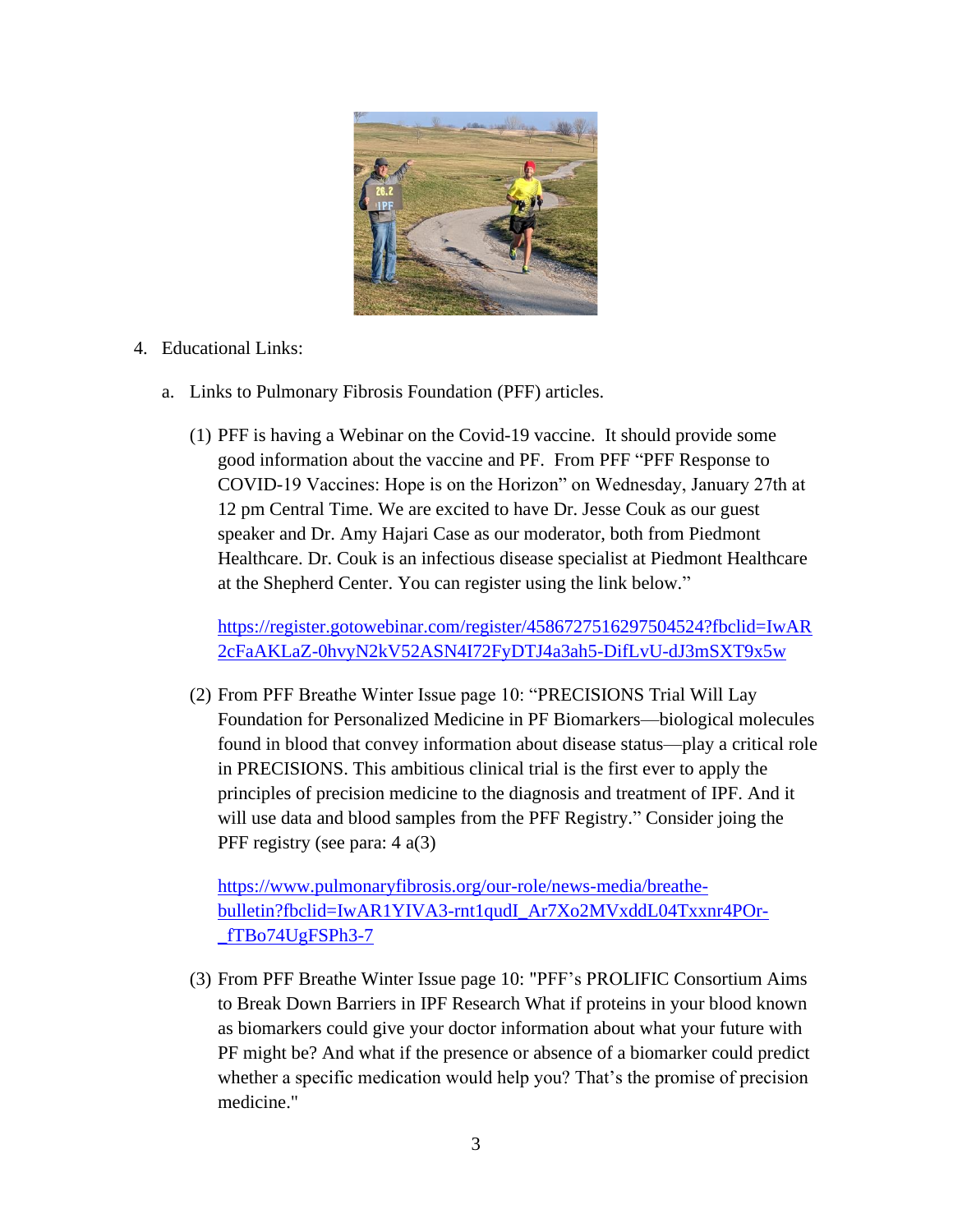4. Educational Links:

   a. Links to Pulmonary Fibrosis Foundation (PFF) articles.

      (1) PFF is having a Webinar on the Covid-19 vaccine. It should provide some good information about the vaccine and PF. From PFF "PFF Response to COVID-19 Vaccines: Hope is on the Horizon" on Wednesday, January 27th at 12 pm Central Time. We are excited to have Dr. Jesse Couk as our guest speaker and Dr. Amy Hajari Case as our moderator, both from Piedmont Healthcare. Dr. Couk is an infectious disease specialist at Piedmont Healthcare at the Shepherd Center. You can register using the link below."

      https://register.gotowebinar.com/register/4586727516297504524?fbclid=IwAR2cFaAKLaZ-0hvyN2kV52ASN4I72FyDTJ4a3ah5-DifLvU-dJ3mSXT9x5w

      (2) From PFF Breathe Winter Issue page 10: "PRECISIONS Trial Will Lay Foundation for Personalized Medicine in PF Biomarkers—biological molecules found in blood that convey information about disease status—play a critical role in PRECISIONS. This ambitious clinical trial is the first ever to apply the principles of precision medicine to the diagnosis and treatment of IPF. And it will use data and blood samples from the PFF Registry." Consider joing the PFF registry (see para: 4 a(3)

      https://www.pulmonaryfibrosis.org/our-role/news-media/breathe-bulletin?fbclid=IwAR1YIVA3-rnt1qudI_Ar7Xo2MVxddL04Txxnr4POr-_fTBo74UgFSPh3-7

      (3) From PFF Breathe Winter Issue page 10: "PFF's PROLIFIC Consortium Aims to Break Down Barriers in IPF Research What if proteins in your blood known as biomarkers could give your doctor information about what your future with PF might be? And what if the presence or absence of a biomarker could predict whether a specific medication would help you? That's the promise of precision medicine."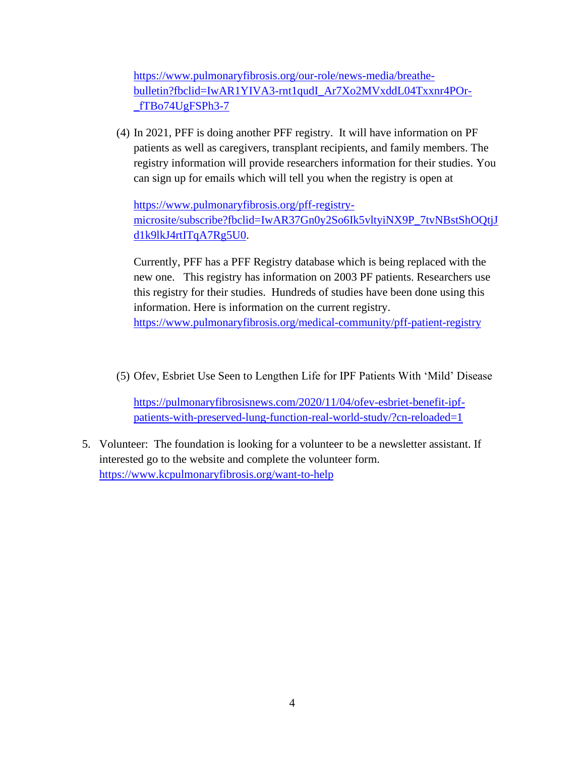https://www.pulmonaryfibrosis.org/our-role/news-media/breathe-bulletin?fbclid=IwAR1YIVA3-rnt1qudI_Ar7Xo2MVxddL04Txxnr4POr-_fTBo74UgFSPh3-7

(4) In 2021, PFF is doing another PFF registry. It will have information on PF patients as well as caregivers, transplant recipients, and family members. The registry information will provide researchers information for their studies. You can sign up for emails which will tell you when the registry is open at

https://www.pulmonaryfibrosis.org/pff-registry-microsite/subscribe?fbclid=IwAR37Gn0y2So6Ik5vltyiNX9P_7tvNBstShOQtjJd1k9lkJ4rtITqA7Rg5U0.

Currently, PFF has a PFF Registry database which is being replaced with the new one. This registry has information on 2003 PF patients. Researchers use this registry for their studies. Hundreds of studies have been done using this information. Here is information on the current registry. https://www.pulmonaryfibrosis.org/medical-community/pff-patient-registry

(5) Ofev, Esbriet Use Seen to Lengthen Life for IPF Patients With 'Mild' Disease

https://pulmonaryfibrosisnews.com/2020/11/04/ofev-esbriet-benefit-ipf-patients-with-preserved-lung-function-real-world-study/?cn-reloaded=1

5. Volunteer: The foundation is looking for a volunteer to be a newsletter assistant. If interested go to the website and complete the volunteer form. https://www.kcpulmonaryfibrosis.org/want-to-help